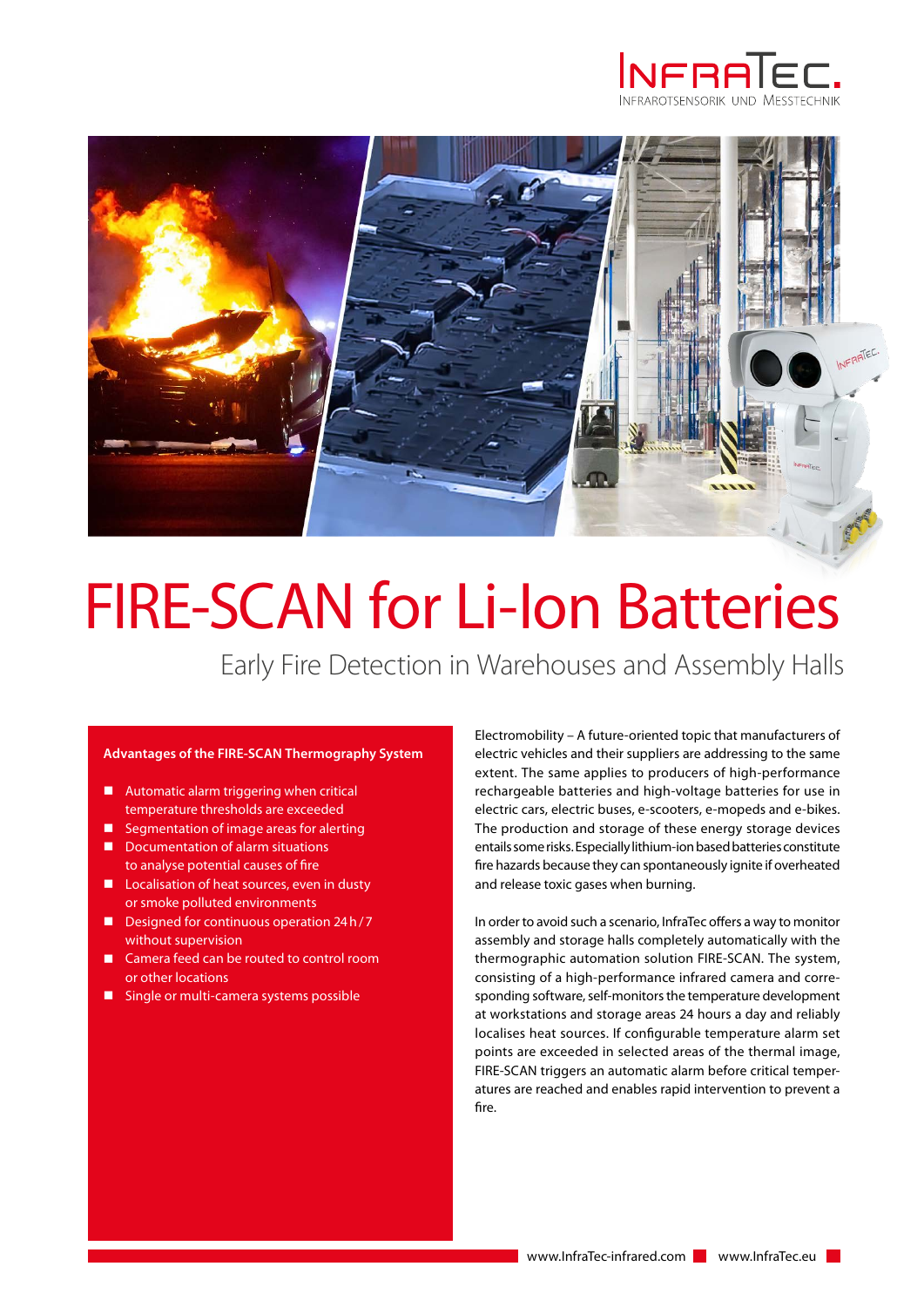# FIRE-SCAN for Li-Ion Batteries

## Early Fire Detection in Warehouses and Assembly Halls

**Advantages of the FIRE-SCAN Thermography System**

- Automatic alarm triggering when critical temperature thresholds are exceeded
- Segmentation of image areas for alerting
- Documentation of alarm situations to analyse potential causes of fire
- Localisation of heat sources, even in dusty or smoke polluted environments
- Designed for continuous operation 24 h / 7 without supervision
- Camera feed can be routed to control room or other locations
- Single or multi-camera systems possible

Electromobility – A future-oriented topic that manufacturers of electric vehicles and their suppliers are addressing to the same extent. The same applies to producers of high-performance rechargeable batteries and high-voltage batteries for use in electric cars, electric buses, e-scooters, e-mopeds and e-bikes. The production and storage of these energy storage devices entails some risks. Especially lithium-ion based batteries constitute fire hazards because they can spontaneously ignite if overheated and release toxic gases when burning.

In order to avoid such a scenario, InfraTec offers a way to monitor assembly and storage halls completely automatically with the thermographic automation solution FIRE-SCAN. The system, consisting of a high-performance infrared camera and corresponding software, self-monitors the temperature development at workstations and storage areas 24 hours a day and reliably localises heat sources. If configurable temperature alarm set points are exceeded in selected areas of the thermal image, FIRE-SCAN triggers an automatic alarm before critical temperatures are reached and enables rapid intervention to prevent a fire.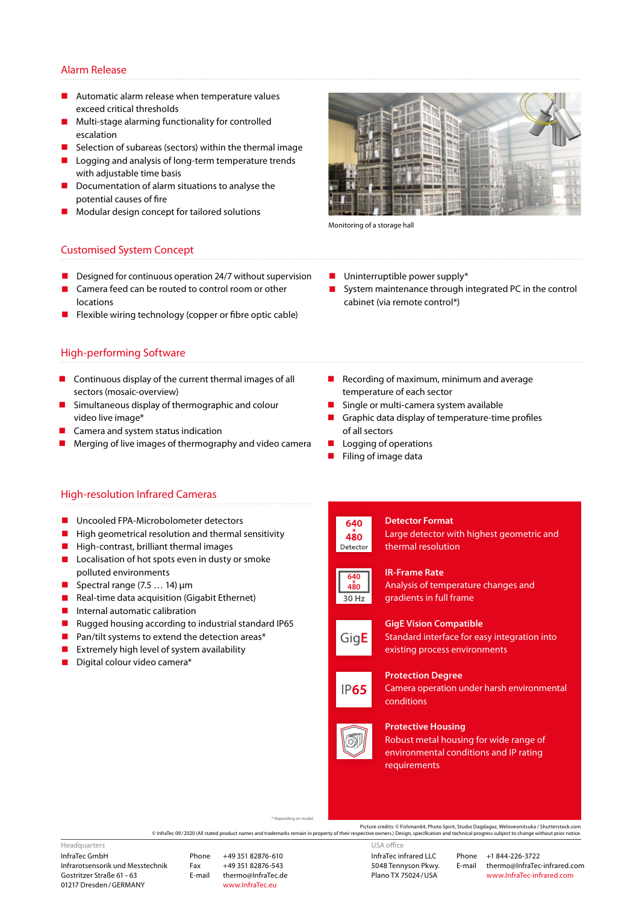## Alarm Release

- Automatic alarm release when temperature values exceed critical thresholds
- Multi-stage alarming functionality for controlled escalation
- Selection of subareas (sectors) within the thermal image
- Logging and analysis of long-term temperature trends with adjustable time basis
- Documentation of alarm situations to analyse the potential causes of fire
- Modular design concept for tailored solutions

Monitoring of a storage hall

## Customised System Concept

- Designed for continuous operation 24/7 without supervision
- Camera feed can be routed to control room or other locations
- Flexible wiring technology (copper or fibre optic cable)
- Uninterruptible power supply*
- System maintenance through integrated PC in the control cabinet (via remote control*)

## High-performing Software

- Continuous display of the current thermal images of all sectors (mosaic-overview)
- Simultaneous display of thermographic and colour video live image*
- Camera and system status indication
- Merging of live images of thermography and video camera
- Recording of maximum, minimum and average temperature of each sector
- Single or multi-camera system available
- Graphic data display of temperature-time profiles of all sectors
- Logging of operations
- Filing of image data

## High-resolution Infrared Cameras

- Uncooled FPA-Microbolometer detectors
- High geometrical resolution and thermal sensitivity
- High-contrast, brilliant thermal images
- Localisation of hot spots even in dusty or smoke polluted environments
- Spectral range (7.5 … 14) µm
- Real-time data acquisition (Gigabit Ethernet)
- Internal automatic calibration
- Rugged housing according to industrial standard IP65
- Pan/tilt systems to extend the detection areas*
- Extremely high level of system availability
- Digital colour video camera*

640 × 480 Detector

**Detector Format**
Large detector with highest geometric and thermal resolution

640 × 480 30 Hz

**IR-Frame Rate**
Analysis of temperature changes and gradients in full frame

GigE

**GigE Vision Compatible**
Standard interface for easy integration into existing process environments

IP65

**Protection Degree**
Camera operation under harsh environmental conditions

**Protective Housing**
Robust metal housing for wide range of environmental conditions and IP rating requirements

\* Depending on model

Picture credits: © Fishman64, Photo Spirit, Studio Dagdagaz, Weloveonitsuka / Shutterstock.com

© InfraTec 09/2020 (All stated product names and trademarks remain in property of their respective owners.) Design, specification and technical progress subject to change without prior notice.

Headquarters
InfraTec GmbH
Infrarotsensorik und Messtechnik
Gostritzer Straße 61 – 63
01217 Dresden / GERMANY

Phone +49 351 82876-610
Fax +49 351 82876-543
E-mail thermo@InfraTec.de
www.InfraTec.eu

USA office
InfraTec infrared LLC
5048 Tennyson Pkwy.
Plano TX 75024 / USA

Phone +1 844-226-3722
E-mail thermo@InfraTec-infrared.com
www.InfraTec-infrared.com